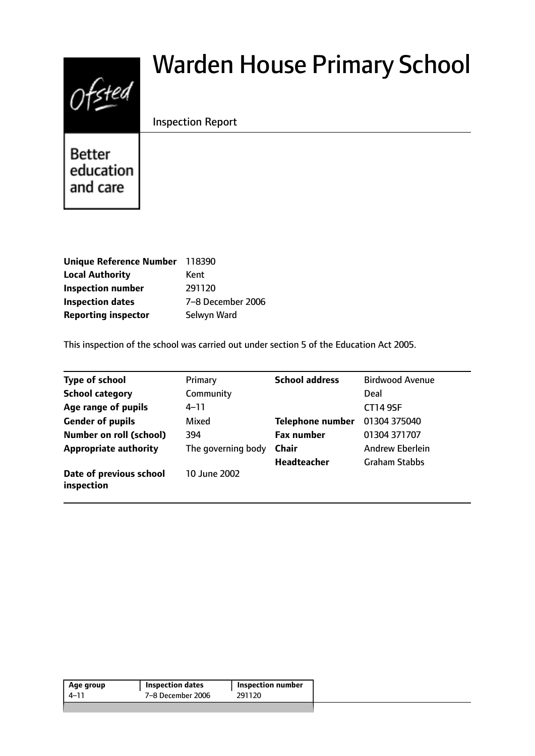# Warden House Primary School

Inspection Report

Ofsted

Better education and care

| | |
|---|---|
| **Unique Reference Number** | 118390 |
| **Local Authority** | Kent |
| **Inspection number** | 291120 |
| **Inspection dates** | 7–8 December 2006 |
| **Reporting inspector** | Selwyn Ward |

This inspection of the school was carried out under section 5 of the Education Act 2005.

| | | | |
|---|---|---|---|
| **Type of school** | Primary | **School address** | Birdwood Avenue |
| **School category** | Community | | Deal |
| **Age range of pupils** | 4–11 | | CT14 9SF |
| **Gender of pupils** | Mixed | **Telephone number** | 01304 375040 |
| **Number on roll (school)** | 394 | **Fax number** | 01304 371707 |
| **Appropriate authority** | The governing body | **Chair** | Andrew Eberlein |
| | | **Headteacher** | Graham Stabbs |
| **Date of previous school inspection** | 10 June 2002 | | |

| Age group | Inspection dates | Inspection number |
|---|---|---|
| 4–11 | 7–8 December 2006 | 291120 |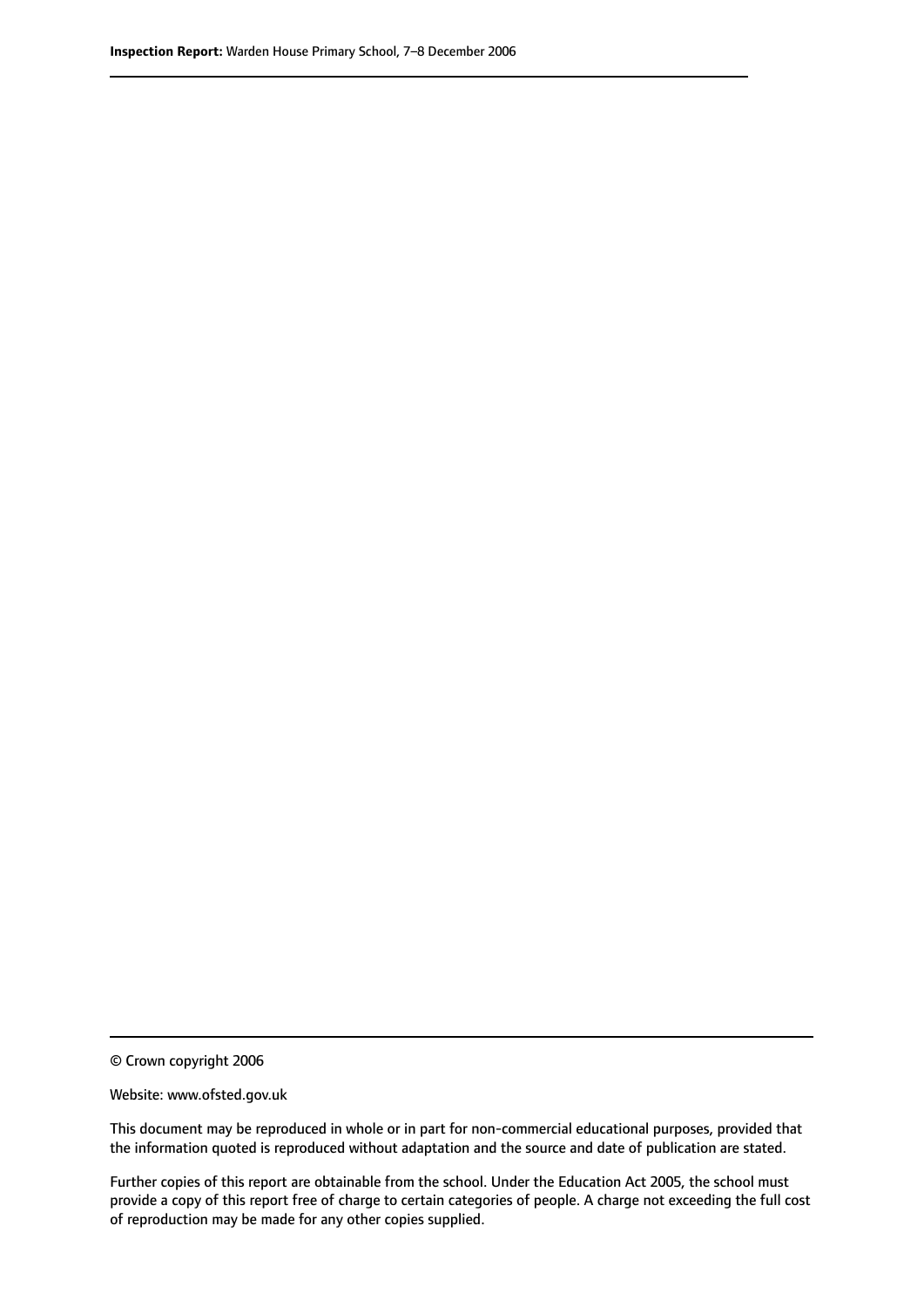© Crown copyright 2006

Website: www.ofsted.gov.uk

This document may be reproduced in whole or in part for non-commercial educational purposes, provided that the information quoted is reproduced without adaptation and the source and date of publication are stated.

Further copies of this report are obtainable from the school. Under the Education Act 2005, the school must provide a copy of this report free of charge to certain categories of people. A charge not exceeding the full cost of reproduction may be made for any other copies supplied.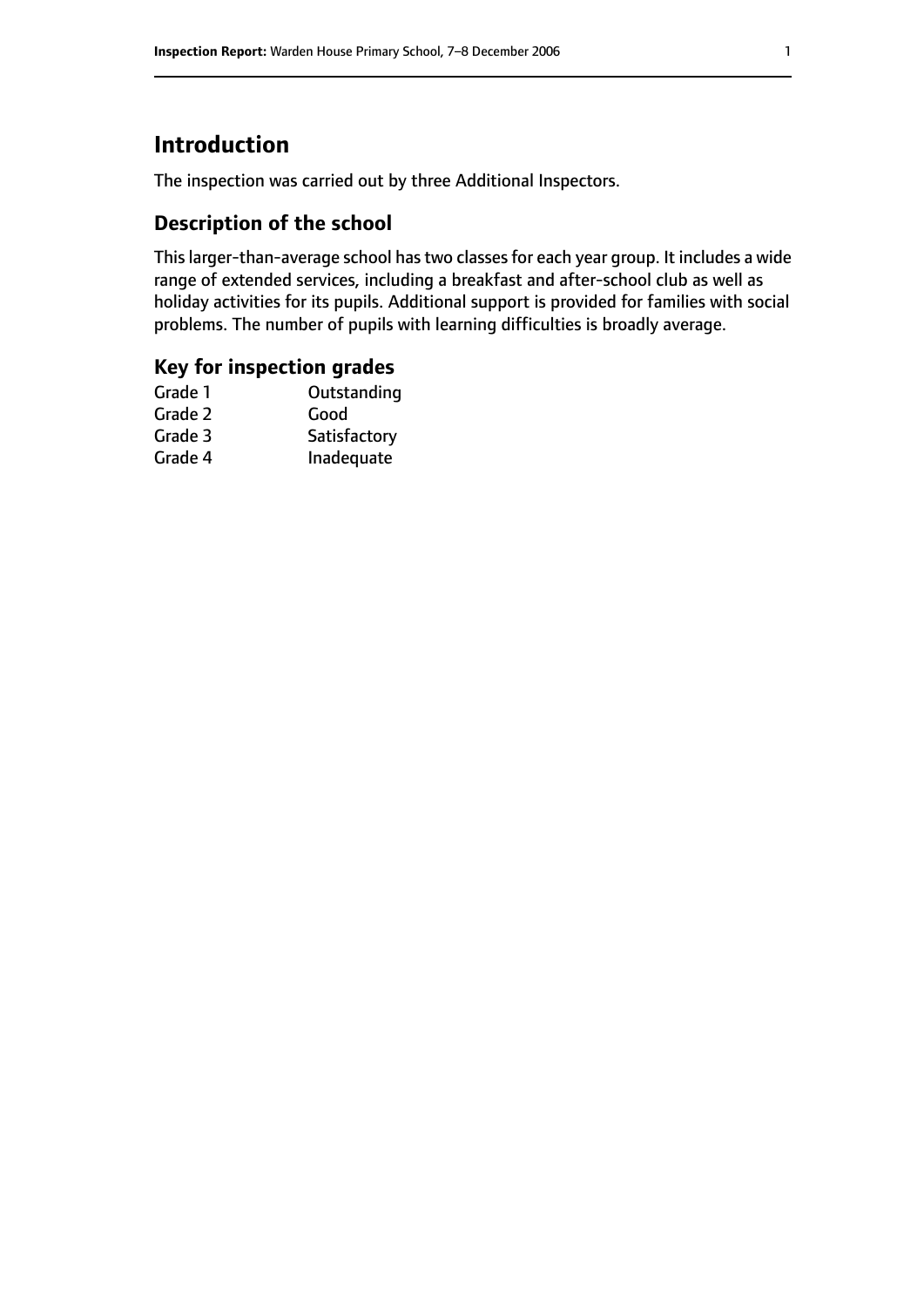# Introduction

The inspection was carried out by three Additional Inspectors.

## Description of the school

This larger-than-average school has two classes for each year group. It includes a wide range of extended services, including a breakfast and after-school club as well as holiday activities for its pupils. Additional support is provided for families with social problems. The number of pupils with learning difficulties is broadly average.

## Key for inspection grades

| | |
|---|---|
| Grade 1 | Outstanding |
| Grade 2 | Good |
| Grade 3 | Satisfactory |
| Grade 4 | Inadequate |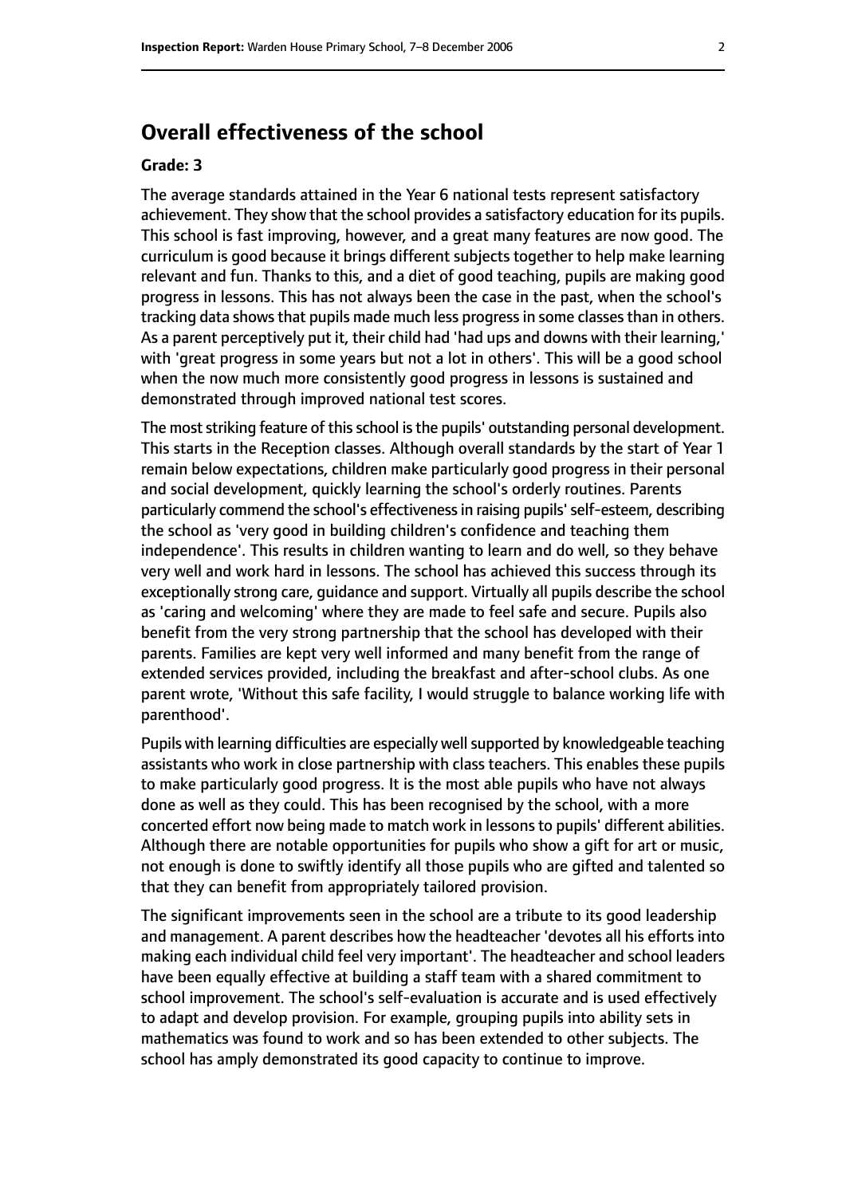## Overall effectiveness of the school

**Grade: 3**

The average standards attained in the Year 6 national tests represent satisfactory achievement. They show that the school provides a satisfactory education for its pupils. This school is fast improving, however, and a great many features are now good. The curriculum is good because it brings different subjects together to help make learning relevant and fun. Thanks to this, and a diet of good teaching, pupils are making good progress in lessons. This has not always been the case in the past, when the school's tracking data shows that pupils made much less progress in some classes than in others. As a parent perceptively put it, their child had 'had ups and downs with their learning,' with 'great progress in some years but not a lot in others'. This will be a good school when the now much more consistently good progress in lessons is sustained and demonstrated through improved national test scores.

The most striking feature of this school is the pupils' outstanding personal development. This starts in the Reception classes. Although overall standards by the start of Year 1 remain below expectations, children make particularly good progress in their personal and social development, quickly learning the school's orderly routines. Parents particularly commend the school's effectiveness in raising pupils' self-esteem, describing the school as 'very good in building children's confidence and teaching them independence'. This results in children wanting to learn and do well, so they behave very well and work hard in lessons. The school has achieved this success through its exceptionally strong care, guidance and support. Virtually all pupils describe the school as 'caring and welcoming' where they are made to feel safe and secure. Pupils also benefit from the very strong partnership that the school has developed with their parents. Families are kept very well informed and many benefit from the range of extended services provided, including the breakfast and after-school clubs. As one parent wrote, 'Without this safe facility, I would struggle to balance working life with parenthood'.

Pupils with learning difficulties are especially well supported by knowledgeable teaching assistants who work in close partnership with class teachers. This enables these pupils to make particularly good progress. It is the most able pupils who have not always done as well as they could. This has been recognised by the school, with a more concerted effort now being made to match work in lessons to pupils' different abilities. Although there are notable opportunities for pupils who show a gift for art or music, not enough is done to swiftly identify all those pupils who are gifted and talented so that they can benefit from appropriately tailored provision.

The significant improvements seen in the school are a tribute to its good leadership and management. A parent describes how the headteacher 'devotes all his efforts into making each individual child feel very important'. The headteacher and school leaders have been equally effective at building a staff team with a shared commitment to school improvement. The school's self-evaluation is accurate and is used effectively to adapt and develop provision. For example, grouping pupils into ability sets in mathematics was found to work and so has been extended to other subjects. The school has amply demonstrated its good capacity to continue to improve.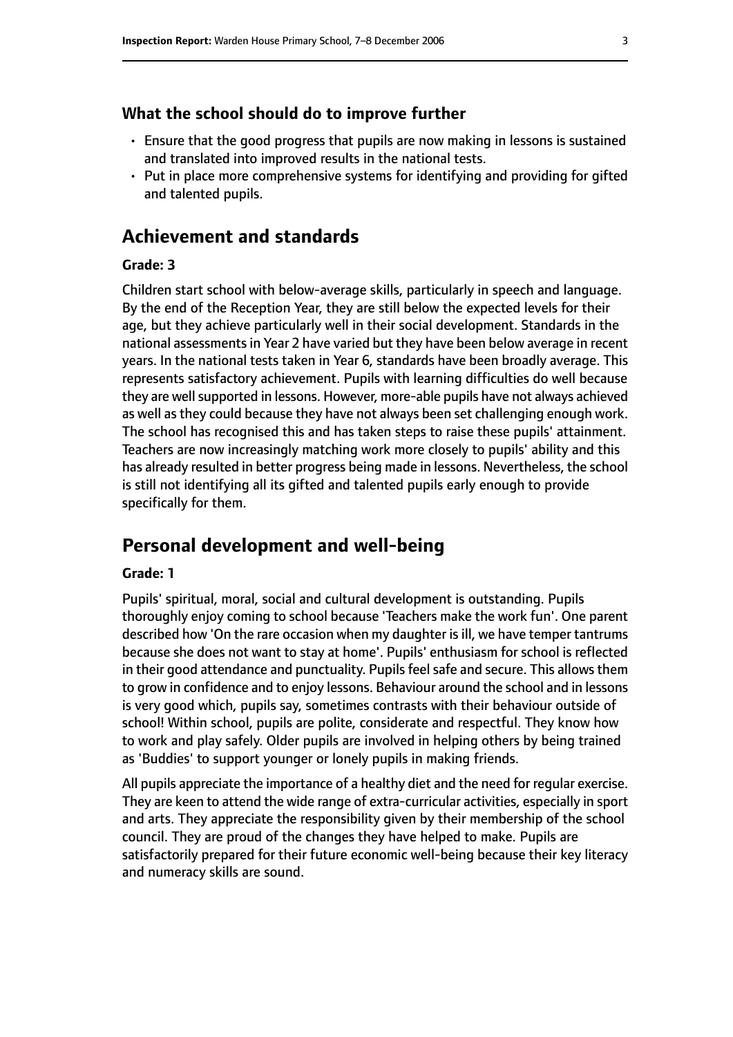### What the school should do to improve further

- Ensure that the good progress that pupils are now making in lessons is sustained and translated into improved results in the national tests.
- Put in place more comprehensive systems for identifying and providing for gifted and talented pupils.

## Achievement and standards

#### Grade: 3

Children start school with below-average skills, particularly in speech and language. By the end of the Reception Year, they are still below the expected levels for their age, but they achieve particularly well in their social development. Standards in the national assessments in Year 2 have varied but they have been below average in recent years. In the national tests taken in Year 6, standards have been broadly average. This represents satisfactory achievement. Pupils with learning difficulties do well because they are well supported in lessons. However, more-able pupils have not always achieved as well as they could because they have not always been set challenging enough work. The school has recognised this and has taken steps to raise these pupils' attainment. Teachers are now increasingly matching work more closely to pupils' ability and this has already resulted in better progress being made in lessons. Nevertheless, the school is still not identifying all its gifted and talented pupils early enough to provide specifically for them.

## Personal development and well-being

#### Grade: 1

Pupils' spiritual, moral, social and cultural development is outstanding. Pupils thoroughly enjoy coming to school because 'Teachers make the work fun'. One parent described how 'On the rare occasion when my daughter is ill, we have temper tantrums because she does not want to stay at home'. Pupils' enthusiasm for school is reflected in their good attendance and punctuality. Pupils feel safe and secure. This allows them to grow in confidence and to enjoy lessons. Behaviour around the school and in lessons is very good which, pupils say, sometimes contrasts with their behaviour outside of school! Within school, pupils are polite, considerate and respectful. They know how to work and play safely. Older pupils are involved in helping others by being trained as 'Buddies' to support younger or lonely pupils in making friends.

All pupils appreciate the importance of a healthy diet and the need for regular exercise. They are keen to attend the wide range of extra-curricular activities, especially in sport and arts. They appreciate the responsibility given by their membership of the school council. They are proud of the changes they have helped to make. Pupils are satisfactorily prepared for their future economic well-being because their key literacy and numeracy skills are sound.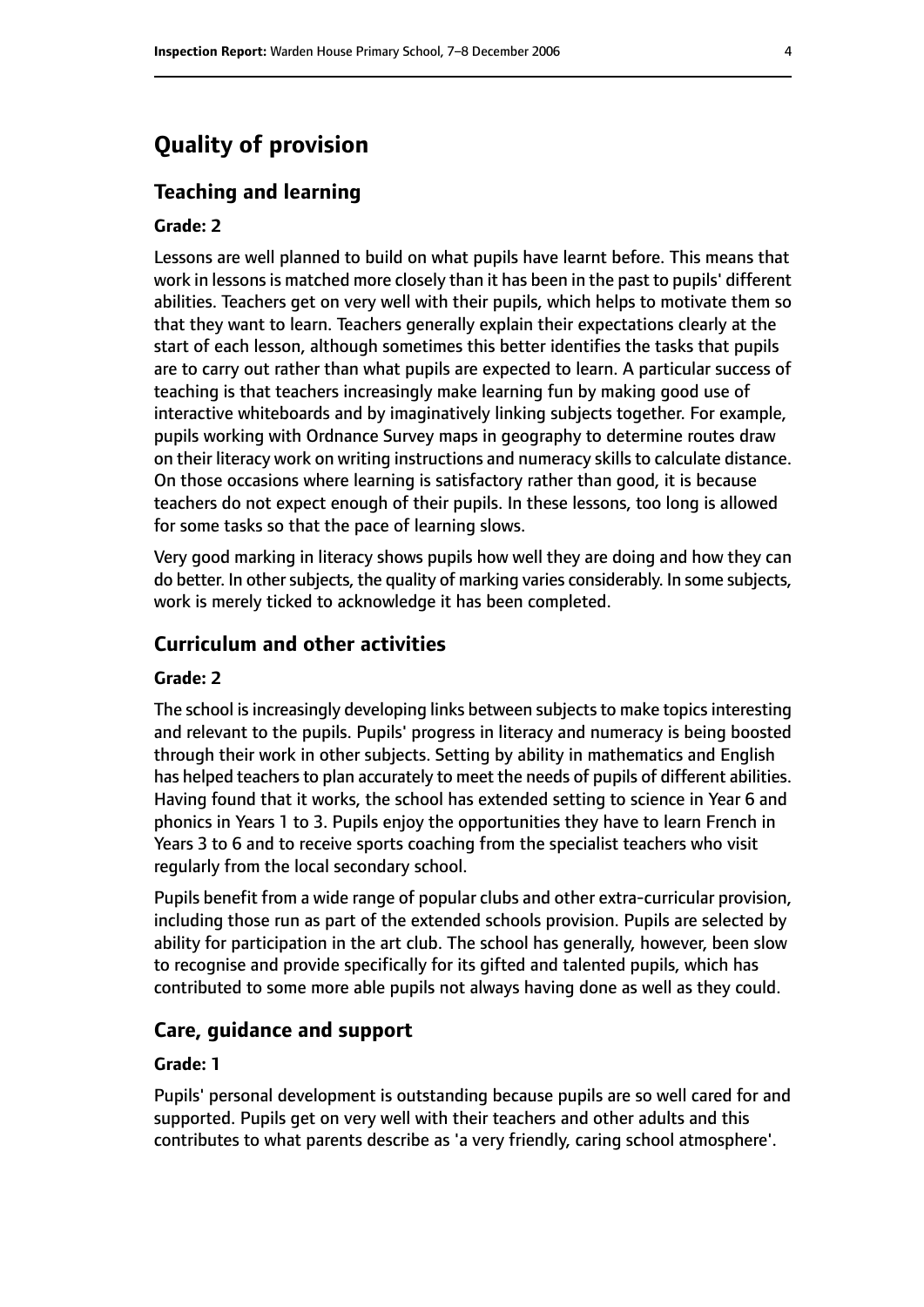# Quality of provision

## Teaching and learning

### Grade: 2

Lessons are well planned to build on what pupils have learnt before. This means that work in lessons is matched more closely than it has been in the past to pupils' different abilities. Teachers get on very well with their pupils, which helps to motivate them so that they want to learn. Teachers generally explain their expectations clearly at the start of each lesson, although sometimes this better identifies the tasks that pupils are to carry out rather than what pupils are expected to learn. A particular success of teaching is that teachers increasingly make learning fun by making good use of interactive whiteboards and by imaginatively linking subjects together. For example, pupils working with Ordnance Survey maps in geography to determine routes draw on their literacy work on writing instructions and numeracy skills to calculate distance. On those occasions where learning is satisfactory rather than good, it is because teachers do not expect enough of their pupils. In these lessons, too long is allowed for some tasks so that the pace of learning slows.

Very good marking in literacy shows pupils how well they are doing and how they can do better. In other subjects, the quality of marking varies considerably. In some subjects, work is merely ticked to acknowledge it has been completed.

## Curriculum and other activities

### Grade: 2

The school is increasingly developing links between subjects to make topics interesting and relevant to the pupils. Pupils' progress in literacy and numeracy is being boosted through their work in other subjects. Setting by ability in mathematics and English has helped teachers to plan accurately to meet the needs of pupils of different abilities. Having found that it works, the school has extended setting to science in Year 6 and phonics in Years 1 to 3. Pupils enjoy the opportunities they have to learn French in Years 3 to 6 and to receive sports coaching from the specialist teachers who visit regularly from the local secondary school.

Pupils benefit from a wide range of popular clubs and other extra-curricular provision, including those run as part of the extended schools provision. Pupils are selected by ability for participation in the art club. The school has generally, however, been slow to recognise and provide specifically for its gifted and talented pupils, which has contributed to some more able pupils not always having done as well as they could.

## Care, guidance and support

### Grade: 1

Pupils' personal development is outstanding because pupils are so well cared for and supported. Pupils get on very well with their teachers and other adults and this contributes to what parents describe as 'a very friendly, caring school atmosphere'.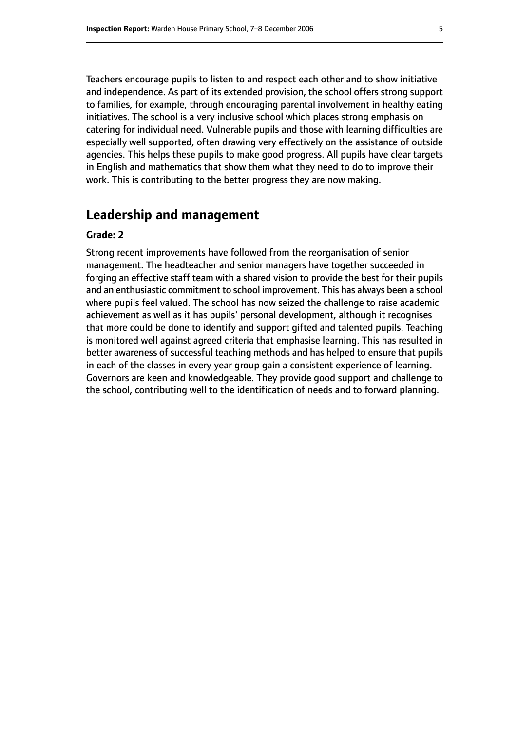Teachers encourage pupils to listen to and respect each other and to show initiative and independence. As part of its extended provision, the school offers strong support to families, for example, through encouraging parental involvement in healthy eating initiatives. The school is a very inclusive school which places strong emphasis on catering for individual need. Vulnerable pupils and those with learning difficulties are especially well supported, often drawing very effectively on the assistance of outside agencies. This helps these pupils to make good progress. All pupils have clear targets in English and mathematics that show them what they need to do to improve their work. This is contributing to the better progress they are now making.

## Leadership and management

**Grade: 2**

Strong recent improvements have followed from the reorganisation of senior management. The headteacher and senior managers have together succeeded in forging an effective staff team with a shared vision to provide the best for their pupils and an enthusiastic commitment to school improvement. This has always been a school where pupils feel valued. The school has now seized the challenge to raise academic achievement as well as it has pupils' personal development, although it recognises that more could be done to identify and support gifted and talented pupils. Teaching is monitored well against agreed criteria that emphasise learning. This has resulted in better awareness of successful teaching methods and has helped to ensure that pupils in each of the classes in every year group gain a consistent experience of learning. Governors are keen and knowledgeable. They provide good support and challenge to the school, contributing well to the identification of needs and to forward planning.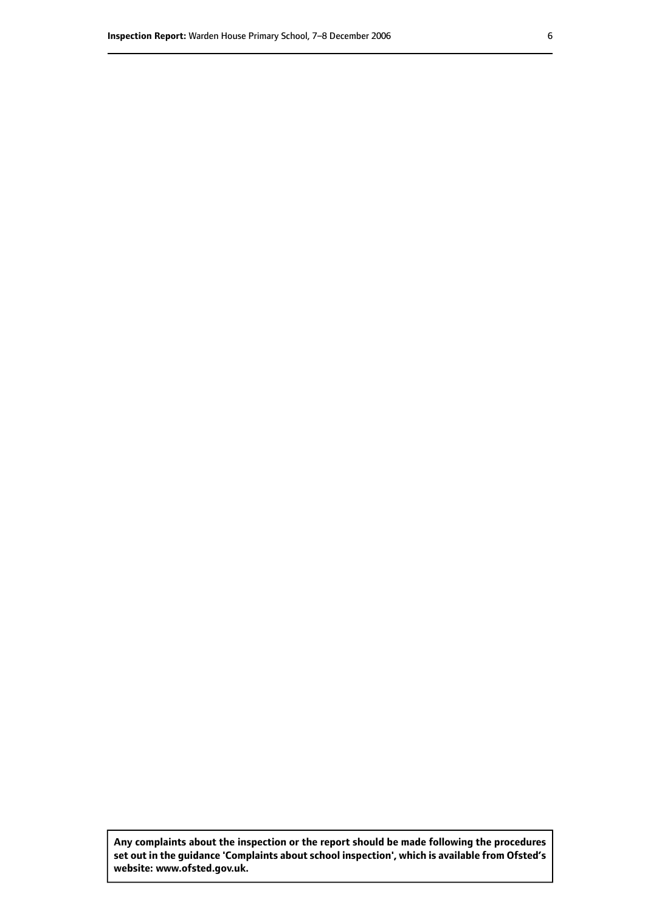**Any complaints about the inspection or the report should be made following the procedures set out in the guidance 'Complaints about school inspection', which is available from Ofsted's website: www.ofsted.gov.uk.**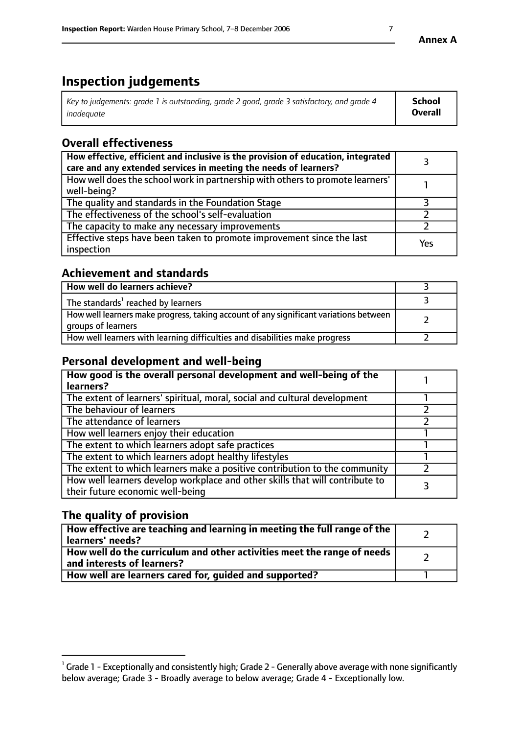# Inspection judgements

| *Key to judgements: grade 1 is outstanding, grade 2 good, grade 3 satisfactory, and grade 4 inadequate* | **School Overall** |
|---|---|

## Overall effectiveness

| | |
|---|---|
| **How effective, efficient and inclusive is the provision of education, integrated care and any extended services in meeting the needs of learners?** | 3 |
| How well does the school work in partnership with others to promote learners' well-being? | 1 |
| The quality and standards in the Foundation Stage | 3 |
| The effectiveness of the school's self-evaluation | 2 |
| The capacity to make any necessary improvements | 2 |
| Effective steps have been taken to promote improvement since the last inspection | Yes |

## Achievement and standards

| | |
|---|---|
| **How well do learners achieve?** | 3 |
| The standards[1] reached by learners | 3 |
| How well learners make progress, taking account of any significant variations between groups of learners | 2 |
| How well learners with learning difficulties and disabilities make progress | 2 |

## Personal development and well-being

| | |
|---|---|
| **How good is the overall personal development and well-being of the learners?** | 1 |
| The extent of learners' spiritual, moral, social and cultural development | 1 |
| The behaviour of learners | 2 |
| The attendance of learners | 2 |
| How well learners enjoy their education | 1 |
| The extent to which learners adopt safe practices | 1 |
| The extent to which learners adopt healthy lifestyles | 1 |
| The extent to which learners make a positive contribution to the community | 2 |
| How well learners develop workplace and other skills that will contribute to their future economic well-being | 3 |

## The quality of provision

| | |
|---|---|
| **How effective are teaching and learning in meeting the full range of the learners' needs?** | 2 |
| **How well do the curriculum and other activities meet the range of needs and interests of learners?** | 2 |
| **How well are learners cared for, guided and supported?** | 1 |

[1] Grade 1 - Exceptionally and consistently high; Grade 2 - Generally above average with none significantly below average; Grade 3 - Broadly average to below average; Grade 4 - Exceptionally low.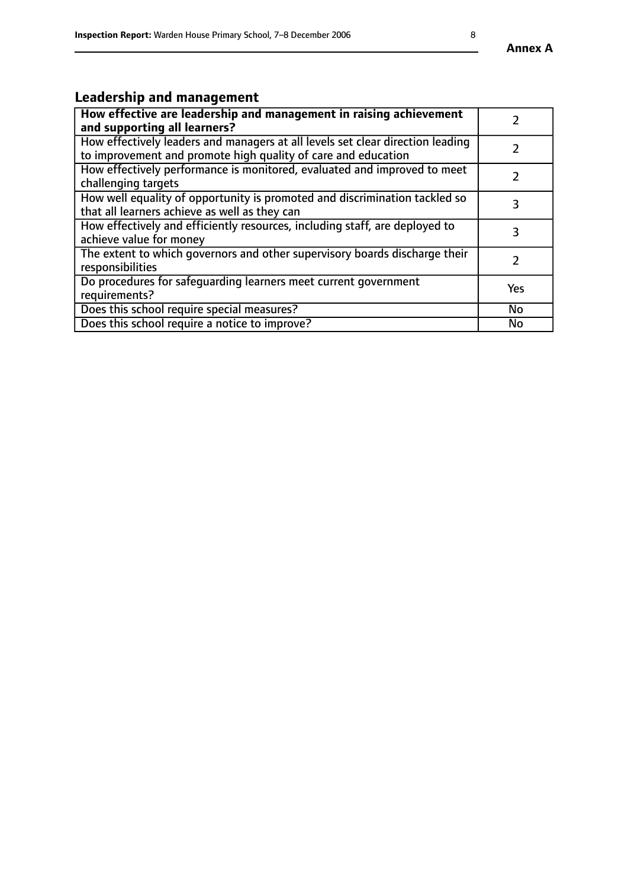## Leadership and management

| **How effective are leadership and management in raising achievement and supporting all learners?** | 2 |
|---|---|
| How effectively leaders and managers at all levels set clear direction leading to improvement and promote high quality of care and education | 2 |
| How effectively performance is monitored, evaluated and improved to meet challenging targets | 2 |
| How well equality of opportunity is promoted and discrimination tackled so that all learners achieve as well as they can | 3 |
| How effectively and efficiently resources, including staff, are deployed to achieve value for money | 3 |
| The extent to which governors and other supervisory boards discharge their responsibilities | 2 |
| Do procedures for safeguarding learners meet current government requirements? | Yes |
| Does this school require special measures? | No |
| Does this school require a notice to improve? | No |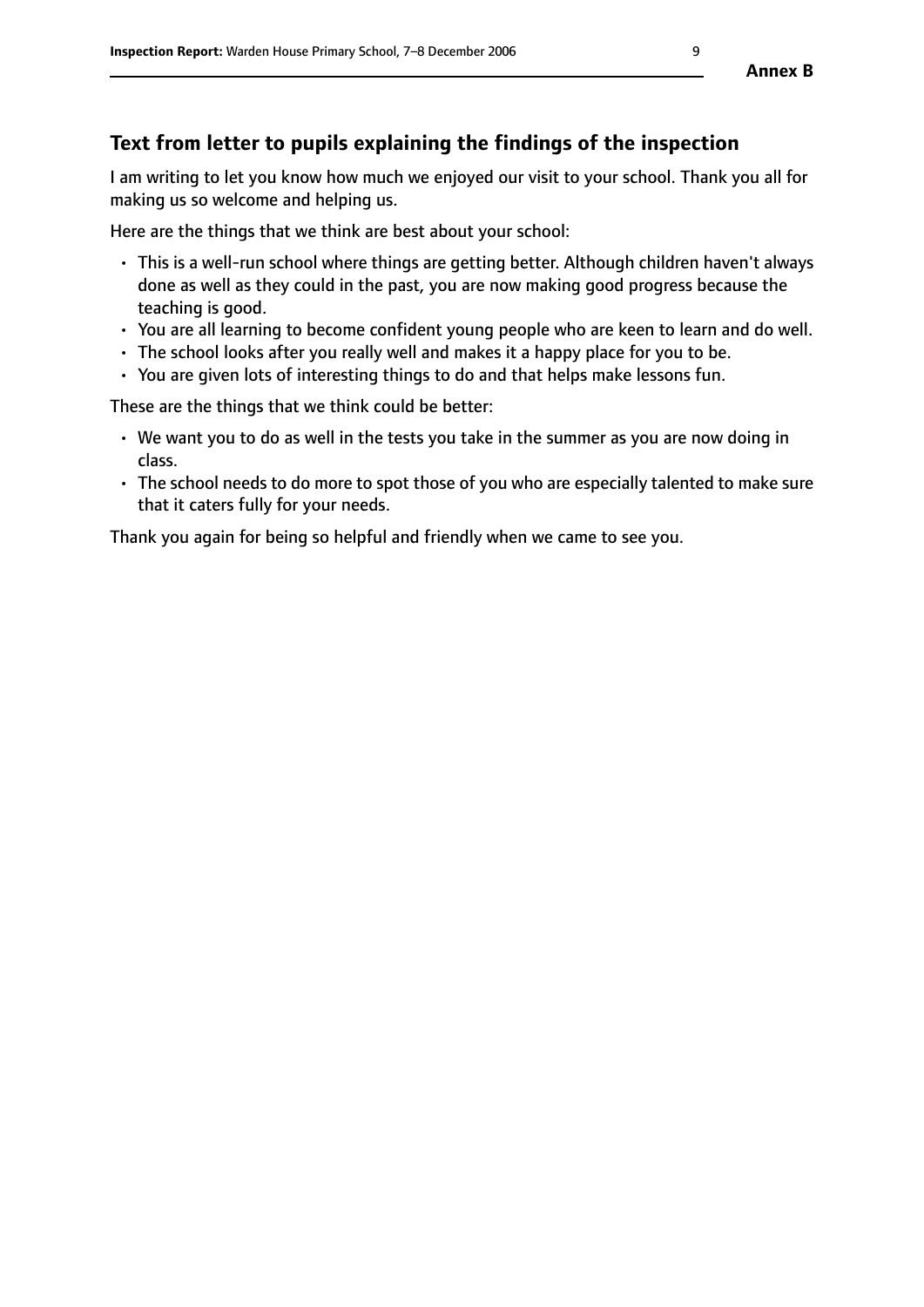## Text from letter to pupils explaining the findings of the inspection

I am writing to let you know how much we enjoyed our visit to your school. Thank you all for making us so welcome and helping us.

Here are the things that we think are best about your school:

- This is a well-run school where things are getting better. Although children haven't always done as well as they could in the past, you are now making good progress because the teaching is good.
- You are all learning to become confident young people who are keen to learn and do well.
- The school looks after you really well and makes it a happy place for you to be.
- You are given lots of interesting things to do and that helps make lessons fun.

These are the things that we think could be better:

- We want you to do as well in the tests you take in the summer as you are now doing in class.
- The school needs to do more to spot those of you who are especially talented to make sure that it caters fully for your needs.

Thank you again for being so helpful and friendly when we came to see you.